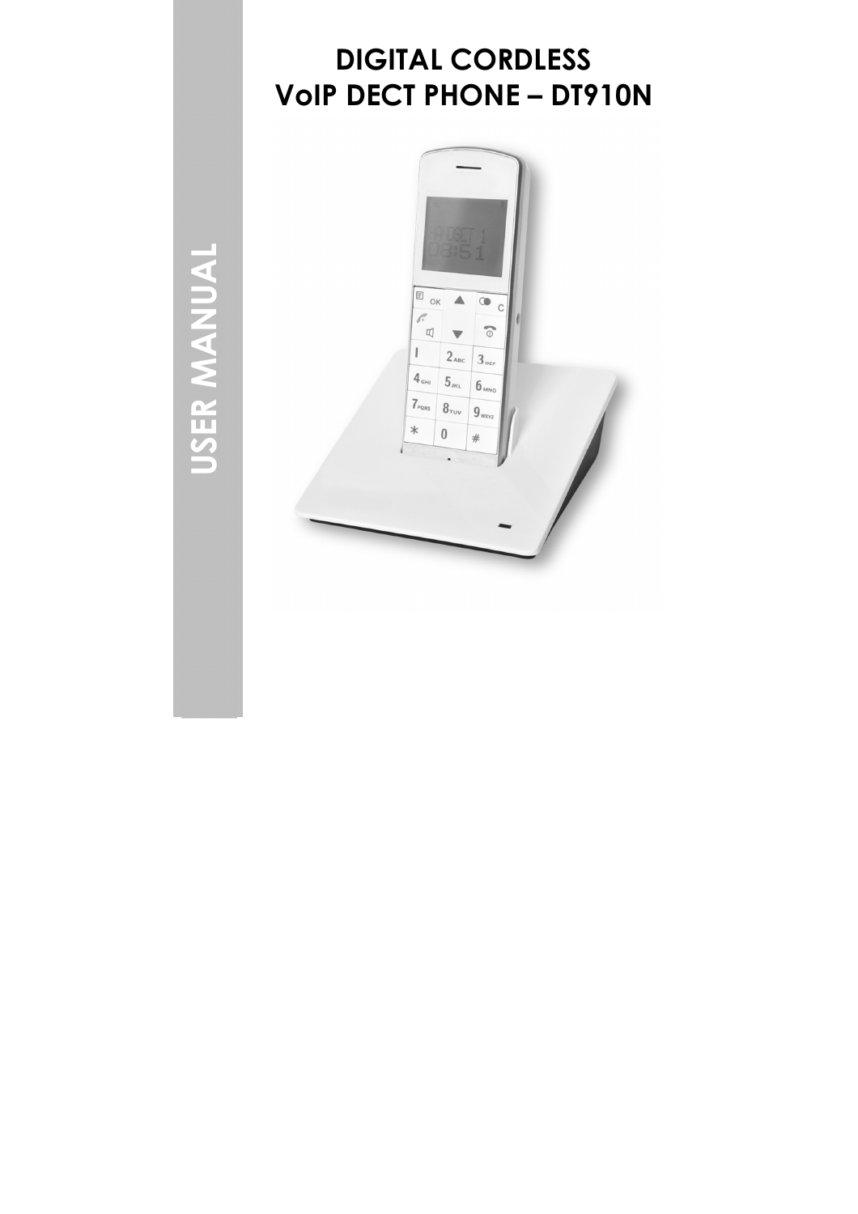USER MANUAL

# DIGITAL CORDLESS
# VoIP DECT PHONE – DT910N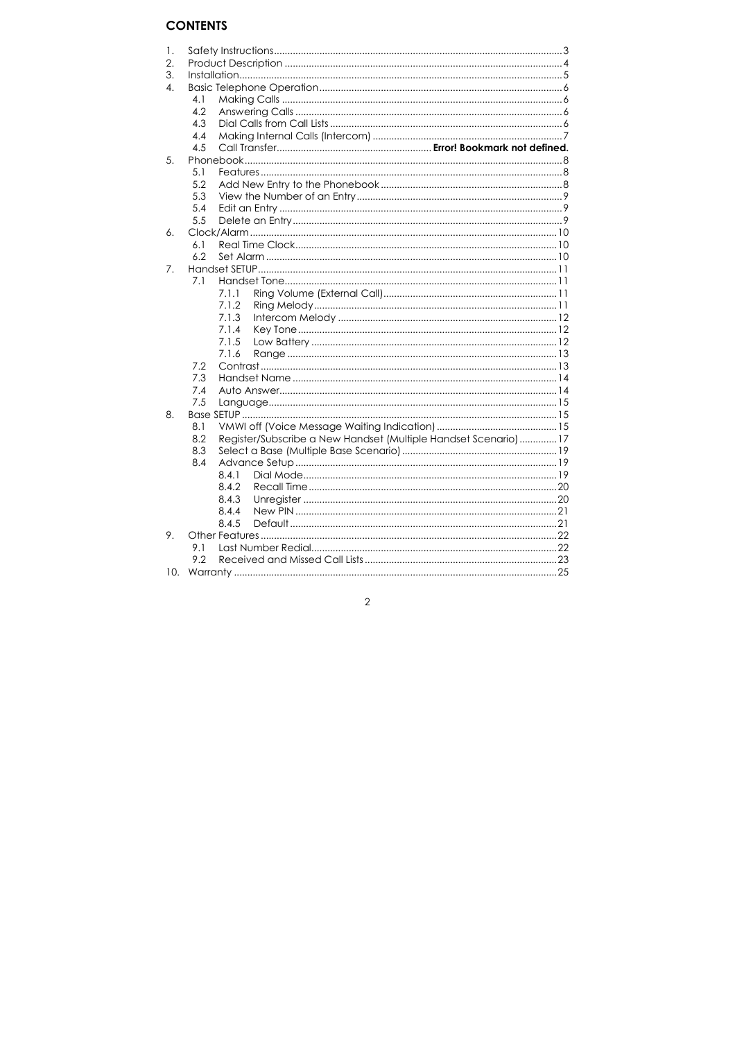## CONTENTS

1. Safety Instructions .......... 3
2. Product Description .......... 4
3. Installation .......... 5
4. Basic Telephone Operation .......... 6
   - 4.1 Making Calls .......... 6
   - 4.2 Answering Calls .......... 6
   - 4.3 Dial Calls from Call Lists .......... 6
   - 4.4 Making Internal Calls (Intercom) .......... 7
   - 4.5 Call Transfer .......... **Error! Bookmark not defined.**
5. Phonebook .......... 8
   - 5.1 Features .......... 8
   - 5.2 Add New Entry to the Phonebook .......... 8
   - 5.3 View the Number of an Entry .......... 9
   - 5.4 Edit an Entry .......... 9
   - 5.5 Delete an Entry .......... 9
6. Clock/Alarm .......... 10
   - 6.1 Real Time Clock .......... 10
   - 6.2 Set Alarm .......... 10
7. Handset SETUP .......... 11
   - 7.1 Handset Tone .......... 11
     - 7.1.1 Ring Volume (External Call) .......... 11
     - 7.1.2 Ring Melody .......... 11
     - 7.1.3 Intercom Melody .......... 12
     - 7.1.4 Key Tone .......... 12
     - 7.1.5 Low Battery .......... 12
     - 7.1.6 Range .......... 13
   - 7.2 Contrast .......... 13
   - 7.3 Handset Name .......... 14
   - 7.4 Auto Answer .......... 14
   - 7.5 Language .......... 15
8. Base SETUP .......... 15
   - 8.1 VMWI off (Voice Message Waiting Indication) .......... 15
   - 8.2 Register/Subscribe a New Handset (Multiple Handset Scenario) .......... 17
   - 8.3 Select a Base (Multiple Base Scenario) .......... 19
   - 8.4 Advance Setup .......... 19
     - 8.4.1 Dial Mode .......... 19
     - 8.4.2 Recall Time .......... 20
     - 8.4.3 Unregister .......... 20
     - 8.4.4 New PIN .......... 21
     - 8.4.5 Default .......... 21
9. Other Features .......... 22
   - 9.1 Last Number Redial .......... 22
   - 9.2 Received and Missed Call Lists .......... 23
10. Warranty .......... 25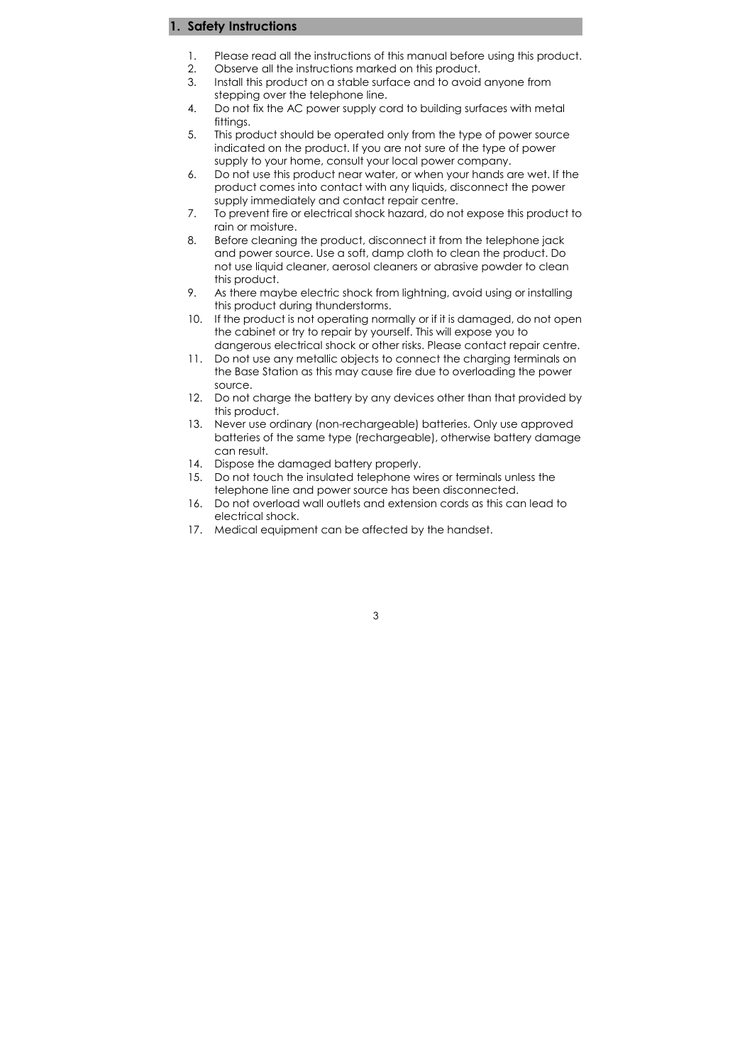## 1. Safety Instructions

1. Please read all the instructions of this manual before using this product.
2. Observe all the instructions marked on this product.
3. Install this product on a stable surface and to avoid anyone from stepping over the telephone line.
4. Do not fix the AC power supply cord to building surfaces with metal fittings.
5. This product should be operated only from the type of power source indicated on the product. If you are not sure of the type of power supply to your home, consult your local power company.
6. Do not use this product near water, or when your hands are wet. If the product comes into contact with any liquids, disconnect the power supply immediately and contact repair centre.
7. To prevent fire or electrical shock hazard, do not expose this product to rain or moisture.
8. Before cleaning the product, disconnect it from the telephone jack and power source. Use a soft, damp cloth to clean the product. Do not use liquid cleaner, aerosol cleaners or abrasive powder to clean this product.
9. As there maybe electric shock from lightning, avoid using or installing this product during thunderstorms.
10. If the product is not operating normally or if it is damaged, do not open the cabinet or try to repair by yourself. This will expose you to dangerous electrical shock or other risks. Please contact repair centre.
11. Do not use any metallic objects to connect the charging terminals on the Base Station as this may cause fire due to overloading the power source.
12. Do not charge the battery by any devices other than that provided by this product.
13. Never use ordinary (non-rechargeable) batteries. Only use approved batteries of the same type (rechargeable), otherwise battery damage can result.
14. Dispose the damaged battery properly.
15. Do not touch the insulated telephone wires or terminals unless the telephone line and power source has been disconnected.
16. Do not overload wall outlets and extension cords as this can lead to electrical shock.
17. Medical equipment can be affected by the handset.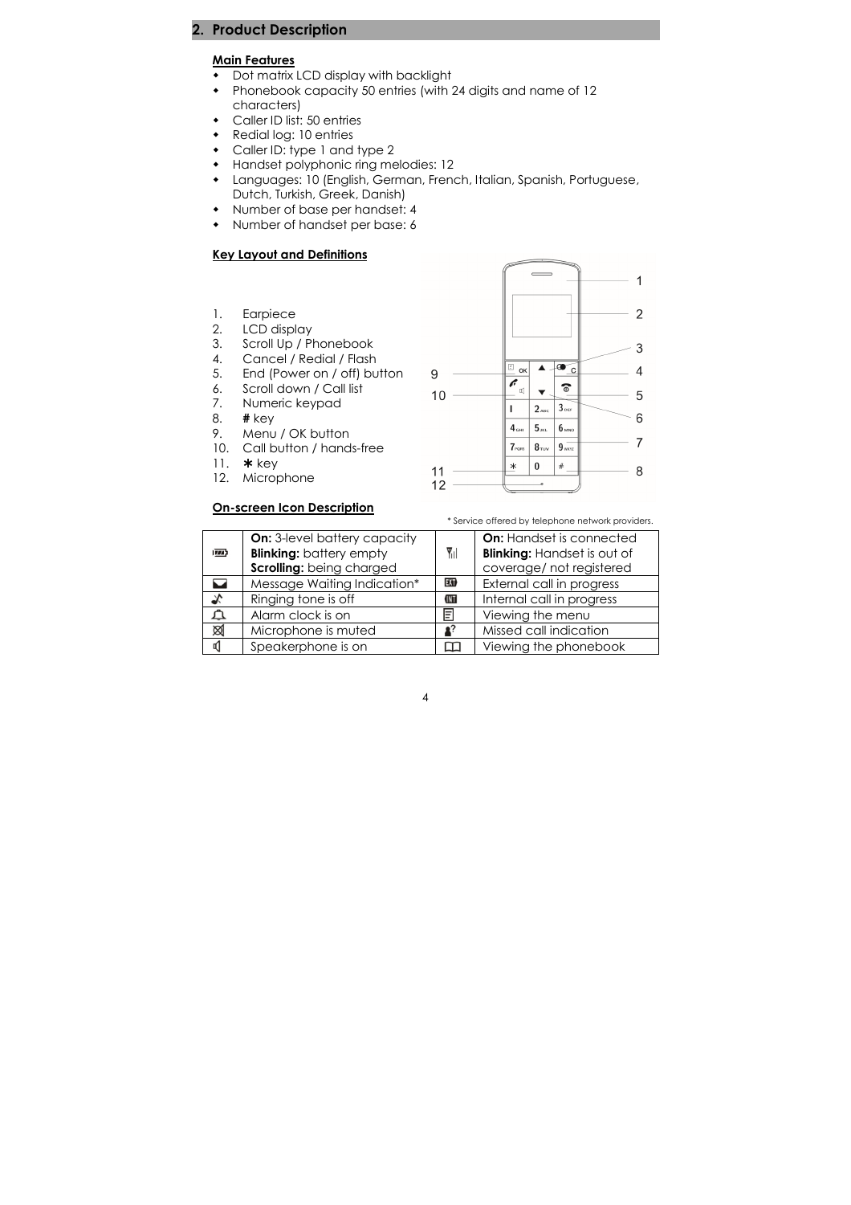## 2. Product Description

### Main Features

- Dot matrix LCD display with backlight
- Phonebook capacity 50 entries (with 24 digits and name of 12 characters)
- Caller ID list: 50 entries
- Redial log: 10 entries
- Caller ID: type 1 and type 2
- Handset polyphonic ring melodies: 12
- Languages: 10 (English, German, French, Italian, Spanish, Portuguese, Dutch, Turkish, Greek, Danish)
- Number of base per handset: 4
- Number of handset per base: 6

### Key Layout and Definitions

1. Earpiece
2. LCD display
3. Scroll Up / Phonebook
4. Cancel / Redial / Flash
5. End (Power on / off) button
6. Scroll down / Call list
7. Numeric keypad
8. **#** key
9. Menu / OK button
10. Call button / hands-free
11. ∗ key
12. Microphone

### On-screen Icon Description

\* Service offered by telephone network providers.

| Icon | Description | Icon | Description |
|---|---|---|---|
| Battery | **On:** 3-level battery capacity<br>**Blinking:** battery empty<br>**Scrolling:** being charged | Signal | **On:** Handset is connected<br>**Blinking:** Handset is out of coverage/ not registered |
| Envelope | Message Waiting Indication* | EXT | External call in progress |
| Ringer | Ringing tone is off | INT | Internal call in progress |
| Bell | Alarm clock is on | Menu | Viewing the menu |
| Microphone | Microphone is muted | Missed call | Missed call indication |
| Speaker | Speakerphone is on | Book | Viewing the phonebook |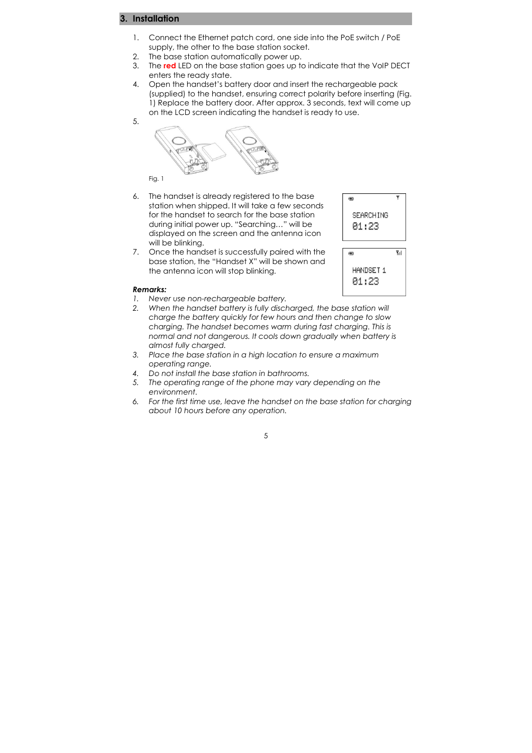## 3. Installation

1. Connect the Ethernet patch cord, one side into the PoE switch / PoE supply, the other to the base station socket.
2. The base station automatically power up.
3. The **red** LED on the base station goes up to indicate that the VoIP DECT enters the ready state.
4. Open the handset's battery door and insert the rechargeable pack (supplied) to the handset, ensuring correct polarity before inserting (Fig. 1) Replace the battery door. After approx. 3 seconds, text will come up on the LCD screen indicating the handset is ready to use.
5. 

Fig. 1

6. The handset is already registered to the base station when shipped. It will take a few seconds for the handset to search for the base station during initial power up. "Searching…" will be displayed on the screen and the antenna icon will be blinking.
7. Once the handset is successfully paired with the base station, the "Handset X" will be shown and the antenna icon will stop blinking.

SEARCHING
01:23

HANDSET 1
01:23

***Remarks:***

1. *Never use non-rechargeable battery.*
2. *When the handset battery is fully discharged, the base station will charge the battery quickly for few hours and then change to slow charging. The handset becomes warm during fast charging. This is normal and not dangerous. It cools down gradually when battery is almost fully charged.*
3. *Place the base station in a high location to ensure a maximum operating range.*
4. *Do not install the base station in bathrooms.*
5. *The operating range of the phone may vary depending on the environment.*
6. *For the first time use, leave the handset on the base station for charging about 10 hours before any operation.*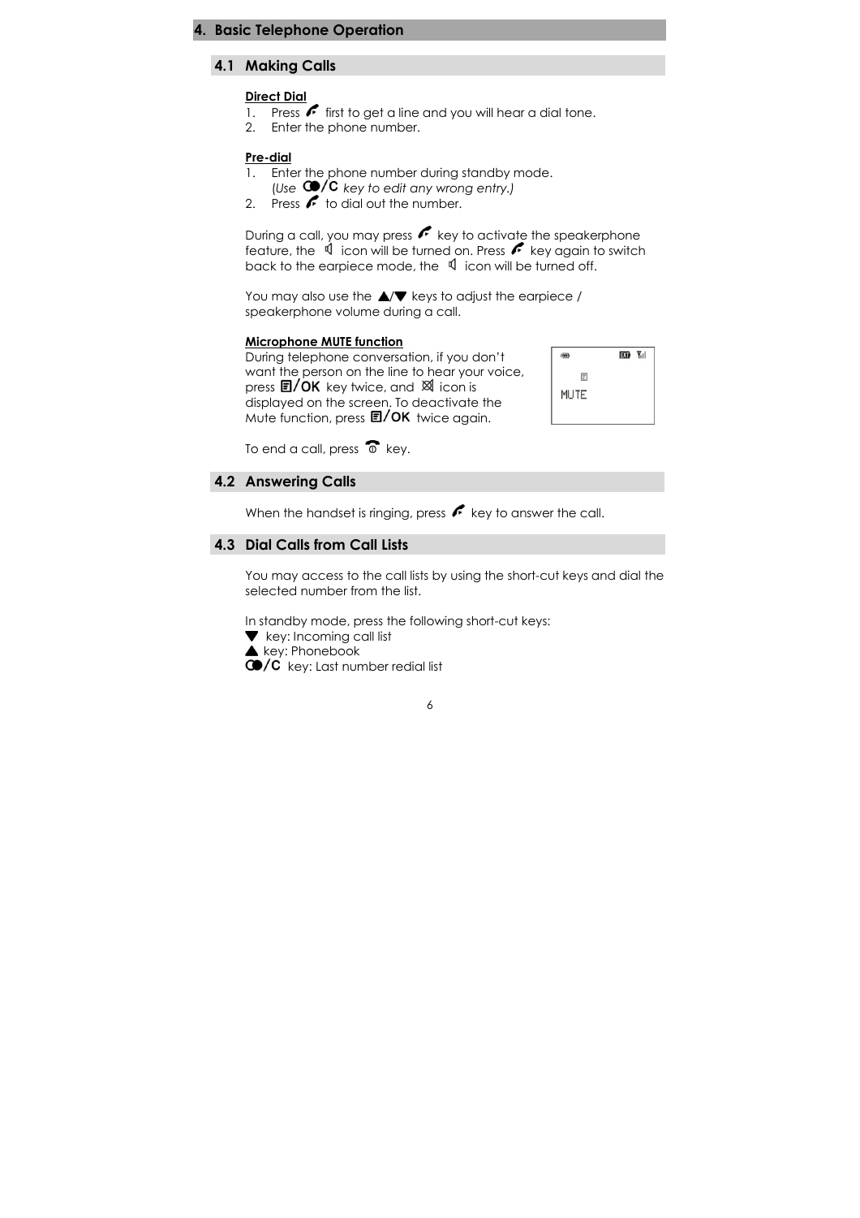## 4. Basic Telephone Operation

### 4.1 Making Calls

**Direct Dial**

1. Press 📞 first to get a line and you will hear a dial tone.
2. Enter the phone number.

**Pre-dial**

1. Enter the phone number during standby mode. *(Use ◐/C key to edit any wrong entry.)*
2. Press 📞 to dial out the number.

During a call, you may press 📞 key to activate the speakerphone feature, the 🔈 icon will be turned on. Press 📞 key again to switch back to the earpiece mode, the 🔈 icon will be turned off.

You may also use the ▲/▼ keys to adjust the earpiece / speakerphone volume during a call.

**Microphone MUTE function**

During telephone conversation, if you don't want the person on the line to hear your voice, press ☰/OK key twice, and ⊠ icon is displayed on the screen. To deactivate the Mute function, press ☰/OK twice again.

MUTE

To end a call, press ☎ key.

### 4.2 Answering Calls

When the handset is ringing, press 📞 key to answer the call.

### 4.3 Dial Calls from Call Lists

You may access to the call lists by using the short-cut keys and dial the selected number from the list.

In standby mode, press the following short-cut keys:

▼ key: Incoming call list
▲ key: Phonebook
◐/C key: Last number redial list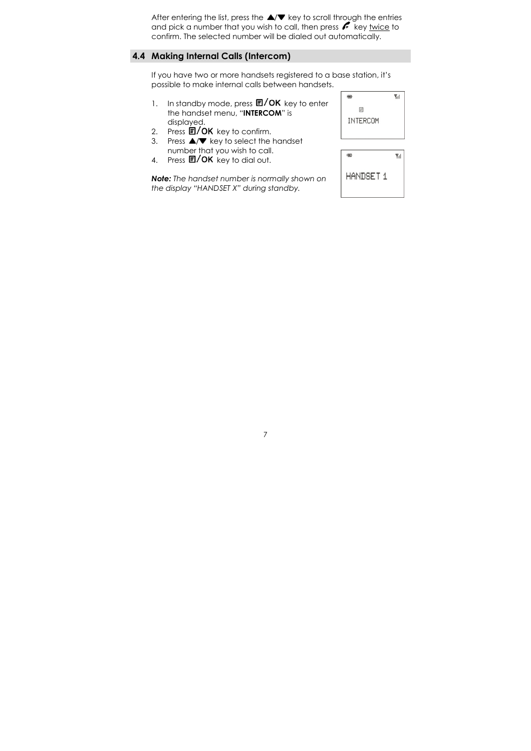After entering the list, press the ▲/▼ key to scroll through the entries and pick a number that you wish to call, then press key twice to confirm. The selected number will be dialed out automatically.

## 4.4 Making Internal Calls (Intercom)

If you have two or more handsets registered to a base station, it's possible to make internal calls between handsets.

1. In standby mode, press **/OK** key to enter the handset menu, "**INTERCOM**" is displayed.
2. Press **/OK** key to confirm.
3. Press ▲/▼ key to select the handset number that you wish to call.
4. Press **/OK** key to dial out.

INTERCOM

HANDSET 1

***Note:*** *The handset number is normally shown on the display "HANDSET X" during standby.*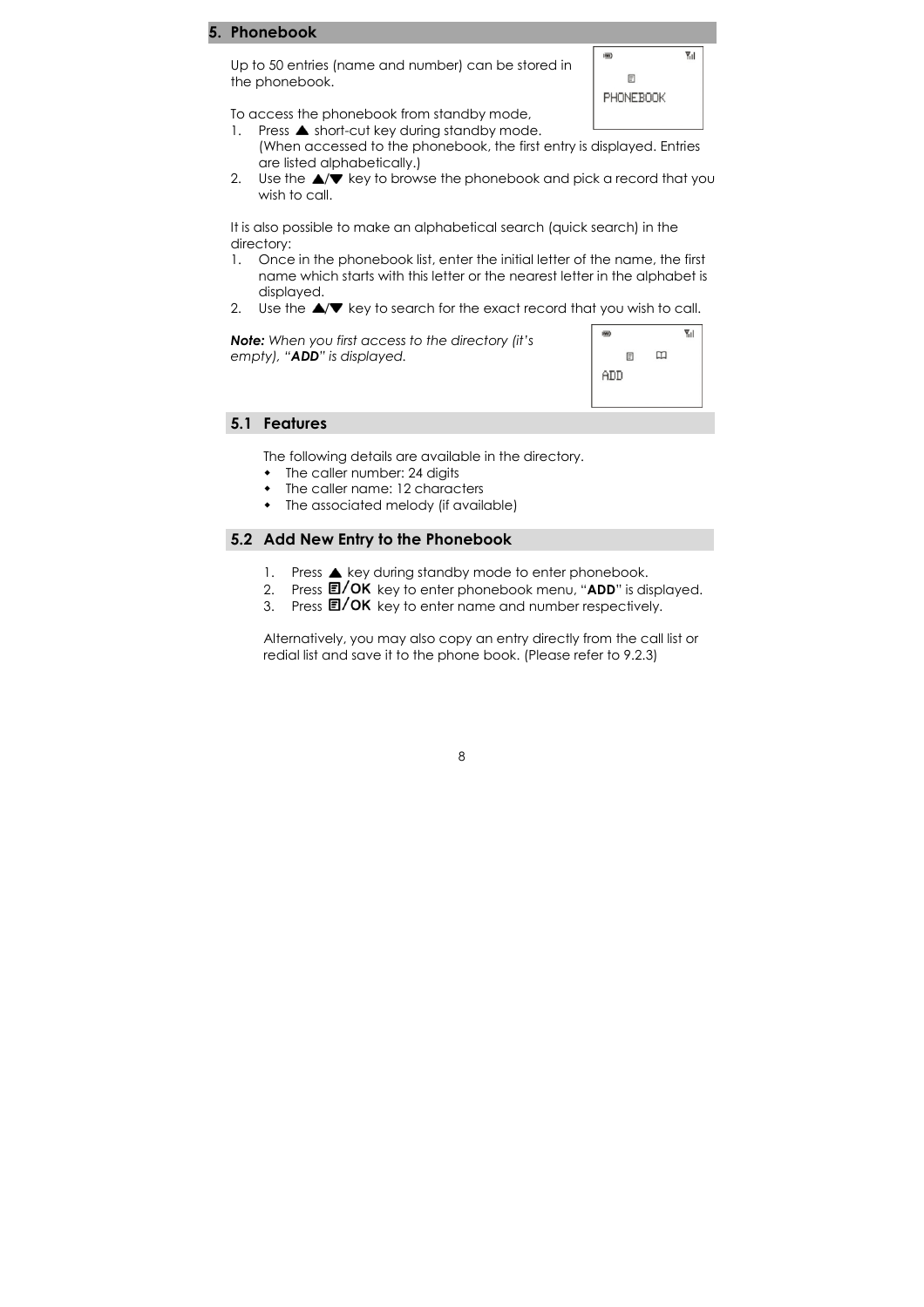## 5. Phonebook

Up to 50 entries (name and number) can be stored in the phonebook.

PHONEBOOK

To access the phonebook from standby mode,

1. Press ▲ short-cut key during standby mode.
   (When accessed to the phonebook, the first entry is displayed. Entries are listed alphabetically.)
2. Use the ▲/▼ key to browse the phonebook and pick a record that you wish to call.

It is also possible to make an alphabetical search (quick search) in the directory:

1. Once in the phonebook list, enter the initial letter of the name, the first name which starts with this letter or the nearest letter in the alphabet is displayed.
2. Use the ▲/▼ key to search for the exact record that you wish to call.

***Note:*** *When you first access to the directory (it's empty), "**ADD**" is displayed.*

ADD

### 5.1 Features

The following details are available in the directory.

- The caller number: 24 digits
- The caller name: 12 characters
- The associated melody (if available)

### 5.2 Add New Entry to the Phonebook

1. Press ▲ key during standby mode to enter phonebook.
2. Press **/OK** key to enter phonebook menu, "**ADD**" is displayed.
3. Press **/OK** key to enter name and number respectively.

Alternatively, you may also copy an entry directly from the call list or redial list and save it to the phone book. (Please refer to 9.2.3)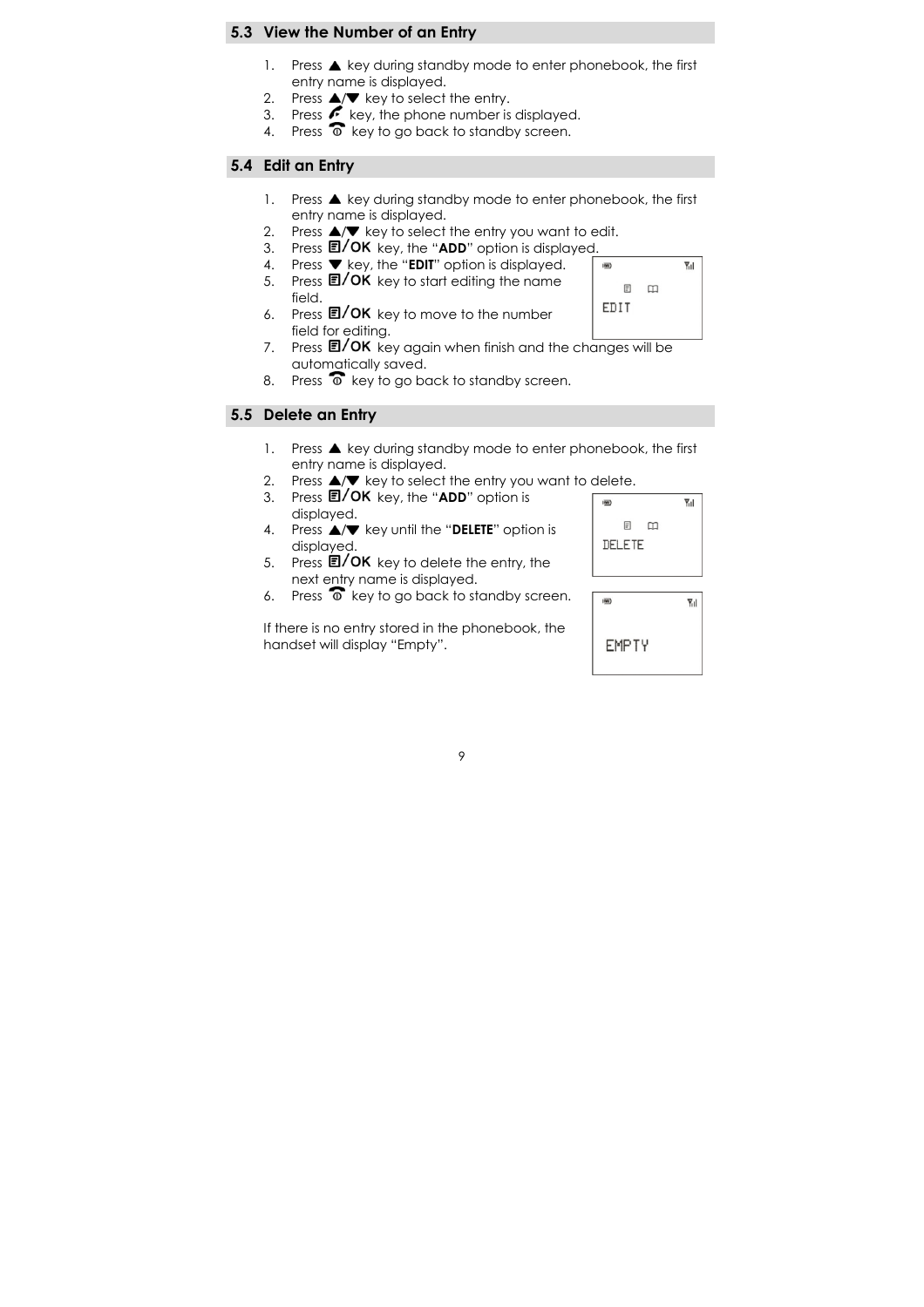## 5.3 View the Number of an Entry

1. Press ▲ key during standby mode to enter phonebook, the first entry name is displayed.
2. Press ▲/▼ key to select the entry.
3. Press key, the phone number is displayed.
4. Press key to go back to standby screen.

## 5.4 Edit an Entry

1. Press ▲ key during standby mode to enter phonebook, the first entry name is displayed.
2. Press ▲/▼ key to select the entry you want to edit.
3. Press /OK key, the "**ADD**" option is displayed.
4. Press ▼ key, the "**EDIT**" option is displayed.
5. Press /OK key to start editing the name field.
6. Press /OK key to move to the number field for editing.
7. Press /OK key again when finish and the changes will be automatically saved.
8. Press key to go back to standby screen.

EDIT

## 5.5 Delete an Entry

1. Press ▲ key during standby mode to enter phonebook, the first entry name is displayed.
2. Press ▲/▼ key to select the entry you want to delete.
3. Press /OK key, the "**ADD**" option is displayed.
4. Press ▲/▼ key until the "**DELETE**" option is displayed.
5. Press /OK key to delete the entry, the next entry name is displayed.
6. Press key to go back to standby screen.

DELETE

If there is no entry stored in the phonebook, the handset will display "Empty".

EMPTY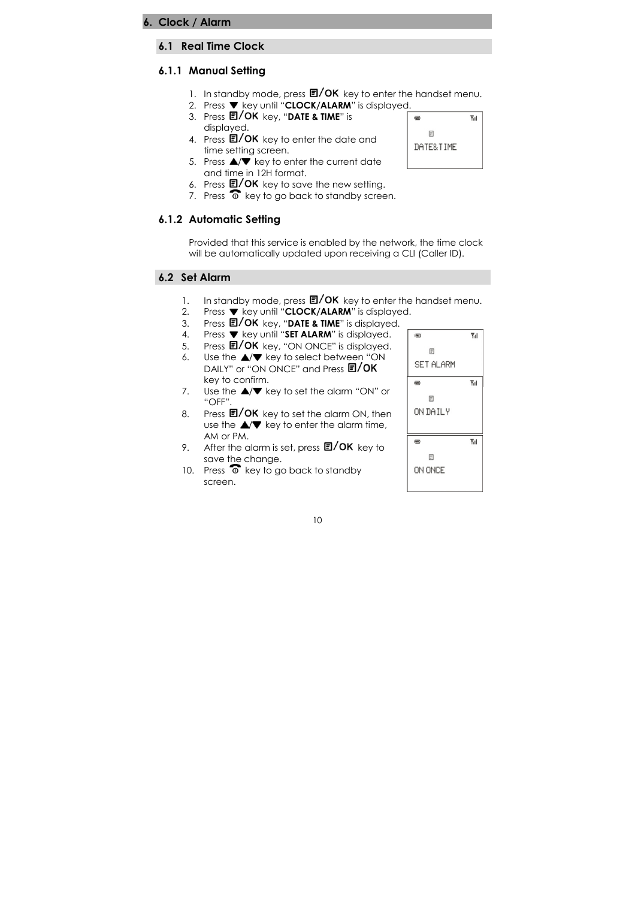## 6. Clock / Alarm

### 6.1 Real Time Clock

#### 6.1.1 Manual Setting

1. In standby mode, press **/OK** key to enter the handset menu.
2. Press ▼ key until "**CLOCK/ALARM**" is displayed.
3. Press **/OK** key, "**DATE & TIME**" is displayed.
4. Press **/OK** key to enter the date and time setting screen.
5. Press ▲/▼ key to enter the current date and time in 12H format.
6. Press **/OK** key to save the new setting.
7. Press key to go back to standby screen.

DATE&TIME

#### 6.1.2 Automatic Setting

Provided that this service is enabled by the network, the time clock will be automatically updated upon receiving a CLI (Caller ID).

### 6.2 Set Alarm

1. In standby mode, press **/OK** key to enter the handset menu.
2. Press ▼ key until "**CLOCK/ALARM**" is displayed.
3. Press **/OK** key, "**DATE & TIME**" is displayed.
4. Press ▼ key until "**SET ALARM**" is displayed.
5. Press **/OK** key, "ON ONCE" is displayed.
6. Use the ▲/▼ key to select between "ON DAILY" or "ON ONCE" and Press **/OK** key to confirm.
7. Use the ▲/▼ key to set the alarm "ON" or "OFF".
8. Press **/OK** key to set the alarm ON, then use the ▲/▼ key to enter the alarm time, AM or PM.
9. After the alarm is set, press **/OK** key to save the change.
10. Press key to go back to standby screen.

SET ALARM

ON DAILY

ON ONCE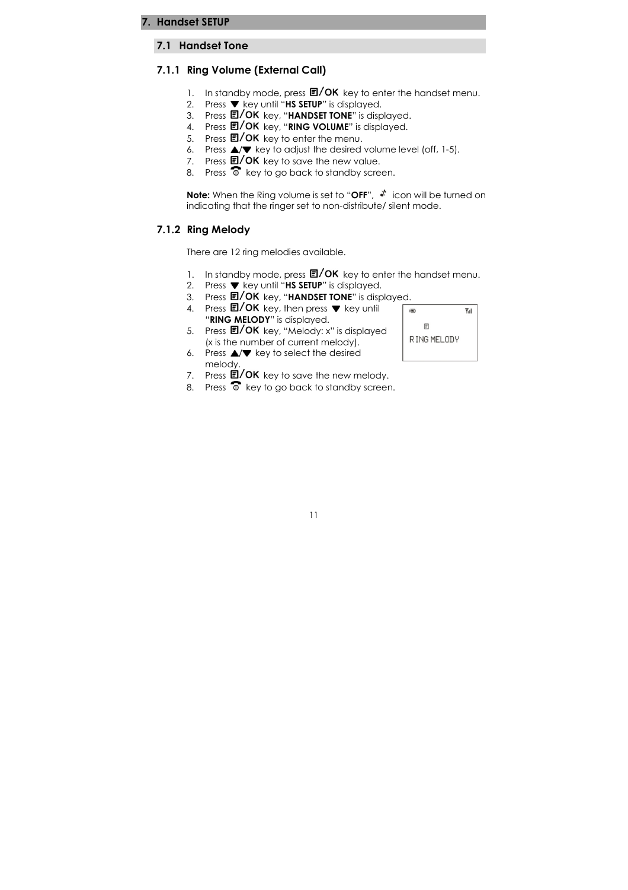# 7. Handset SETUP

## 7.1 Handset Tone

### 7.1.1 Ring Volume (External Call)

1. In standby mode, press **/OK** key to enter the handset menu.
2. Press ▼ key until "**HS SETUP**" is displayed.
3. Press **/OK** key, "**HANDSET TONE**" is displayed.
4. Press **/OK** key, "**RING VOLUME**" is displayed.
5. Press **/OK** key to enter the menu.
6. Press ▲/▼ key to adjust the desired volume level (off, 1-5).
7. Press **/OK** key to save the new value.
8. Press key to go back to standby screen.

**Note:** When the Ring volume is set to "**OFF**", icon will be turned on indicating that the ringer set to non-distribute/ silent mode.

### 7.1.2 Ring Melody

There are 12 ring melodies available.

1. In standby mode, press **/OK** key to enter the handset menu.
2. Press ▼ key until "**HS SETUP**" is displayed.
3. Press **/OK** key, "**HANDSET TONE**" is displayed.
4. Press **/OK** key, then press ▼ key until "**RING MELODY**" is displayed.
5. Press **/OK** key, "Melody: x" is displayed (x is the number of current melody).
6. Press ▲/▼ key to select the desired melody.
7. Press **/OK** key to save the new melody.
8. Press key to go back to standby screen.

RING MELODY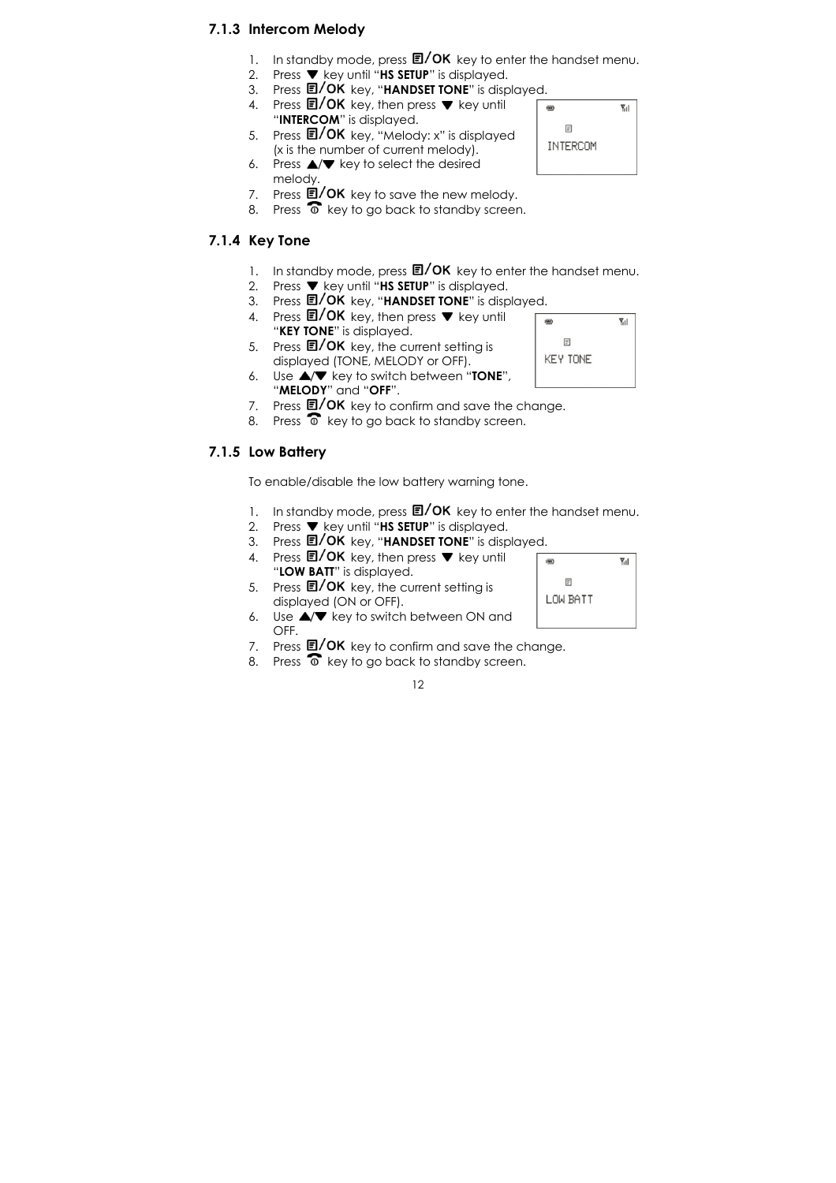### 7.1.3 Intercom Melody

1. In standby mode, press ▤/OK key to enter the handset menu.
2. Press ▼ key until "**HS SETUP**" is displayed.
3. Press ▤/OK key, "**HANDSET TONE**" is displayed.
4. Press ▤/OK key, then press ▼ key until "**INTERCOM**" is displayed.
5. Press ▤/OK key, "Melody: x" is displayed (x is the number of current melody).
6. Press ▲/▼ key to select the desired melody.
7. Press ▤/OK key to save the new melody.
8. Press ☎ key to go back to standby screen.

INTERCOM

### 7.1.4 Key Tone

1. In standby mode, press ▤/OK key to enter the handset menu.
2. Press ▼ key until "**HS SETUP**" is displayed.
3. Press ▤/OK key, "**HANDSET TONE**" is displayed.
4. Press ▤/OK key, then press ▼ key until "**KEY TONE**" is displayed.
5. Press ▤/OK key, the current setting is displayed (TONE, MELODY or OFF).
6. Use ▲/▼ key to switch between "**TONE**", "**MELODY**" and "**OFF**".
7. Press ▤/OK key to confirm and save the change.
8. Press ☎ key to go back to standby screen.

KEY TONE

### 7.1.5 Low Battery

To enable/disable the low battery warning tone.

1. In standby mode, press ▤/OK key to enter the handset menu.
2. Press ▼ key until "**HS SETUP**" is displayed.
3. Press ▤/OK key, "**HANDSET TONE**" is displayed.
4. Press ▤/OK key, then press ▼ key until "**LOW BATT**" is displayed.
5. Press ▤/OK key, the current setting is displayed (ON or OFF).
6. Use ▲/▼ key to switch between ON and OFF.
7. Press ▤/OK key to confirm and save the change.
8. Press ☎ key to go back to standby screen.

LOW BATT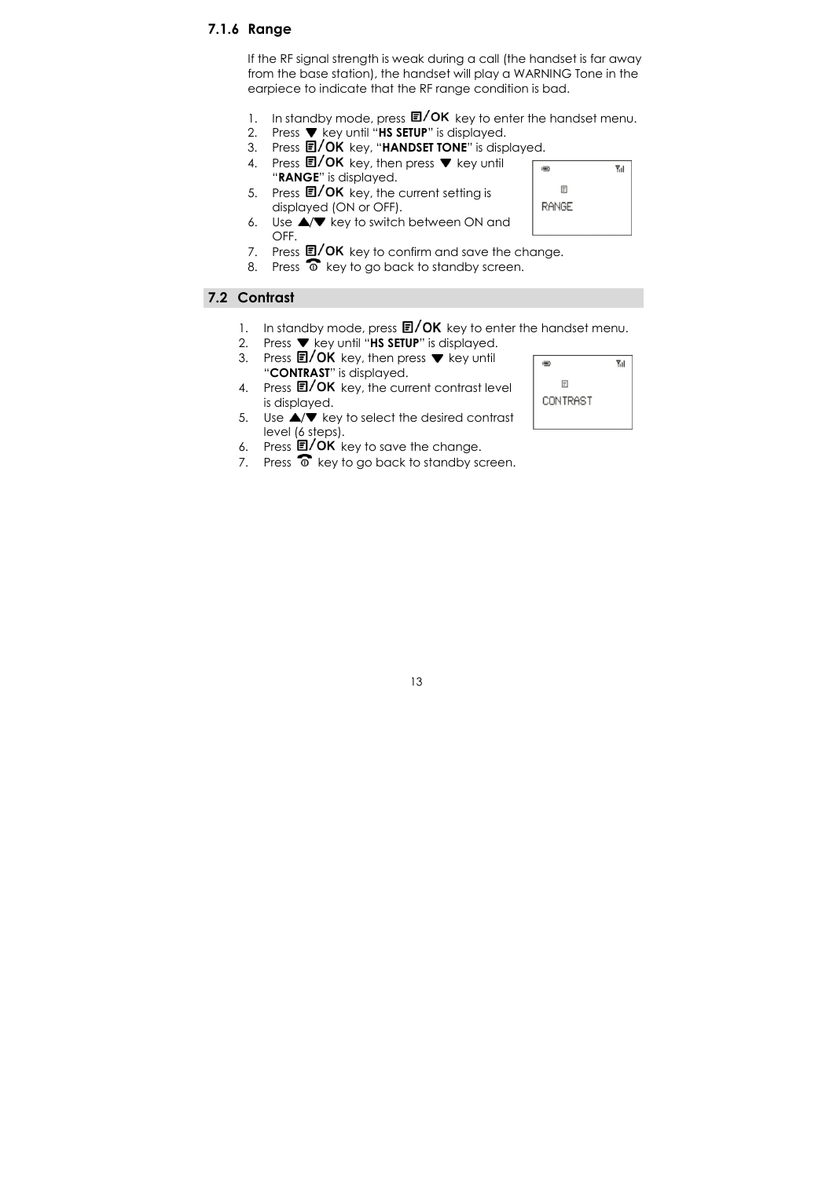### 7.1.6 Range

If the RF signal strength is weak during a call (the handset is far away from the base station), the handset will play a WARNING Tone in the earpiece to indicate that the RF range condition is bad.

1. In standby mode, press ▤/OK key to enter the handset menu.
2. Press ▼ key until "**HS SETUP**" is displayed.
3. Press ▤/OK key, "**HANDSET TONE**" is displayed.
4. Press ▤/OK key, then press ▼ key until "**RANGE**" is displayed.
5. Press ▤/OK key, the current setting is displayed (ON or OFF).
6. Use ▲/▼ key to switch between ON and OFF.
7. Press ▤/OK key to confirm and save the change.
8. Press ☎ key to go back to standby screen.

RANGE

## 7.2 Contrast

1. In standby mode, press ▤/OK key to enter the handset menu.
2. Press ▼ key until "**HS SETUP**" is displayed.
3. Press ▤/OK key, then press ▼ key until "**CONTRAST**" is displayed.
4. Press ▤/OK key, the current contrast level is displayed.
5. Use ▲/▼ key to select the desired contrast level (6 steps).
6. Press ▤/OK key to save the change.
7. Press ☎ key to go back to standby screen.

CONTRAST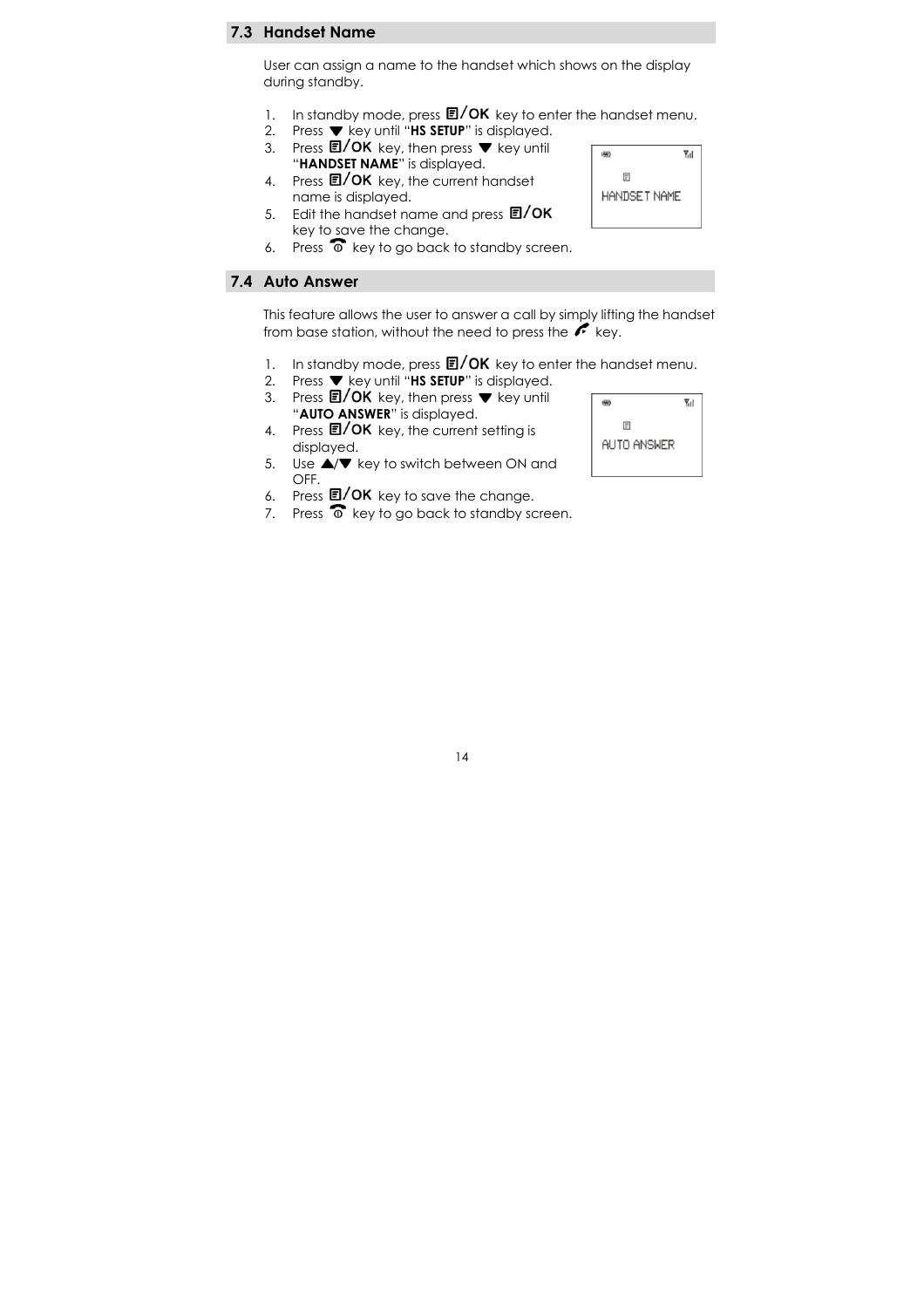## 7.3 Handset Name

User can assign a name to the handset which shows on the display during standby.

1. In standby mode, press ▤/OK key to enter the handset menu.
2. Press ▼ key until "**HS SETUP**" is displayed.
3. Press ▤/OK key, then press ▼ key until "**HANDSET NAME**" is displayed.
4. Press ▤/OK key, the current handset name is displayed.
5. Edit the handset name and press ▤/OK key to save the change.
6. Press end key to go back to standby screen.

HANDSET NAME

## 7.4 Auto Answer

This feature allows the user to answer a call by simply lifting the handset from base station, without the need to press the talk key.

1. In standby mode, press ▤/OK key to enter the handset menu.
2. Press ▼ key until "**HS SETUP**" is displayed.
3. Press ▤/OK key, then press ▼ key until "**AUTO ANSWER**" is displayed.
4. Press ▤/OK key, the current setting is displayed.
5. Use ▲/▼ key to switch between ON and OFF.
6. Press ▤/OK key to save the change.
7. Press end key to go back to standby screen.

AUTO ANSWER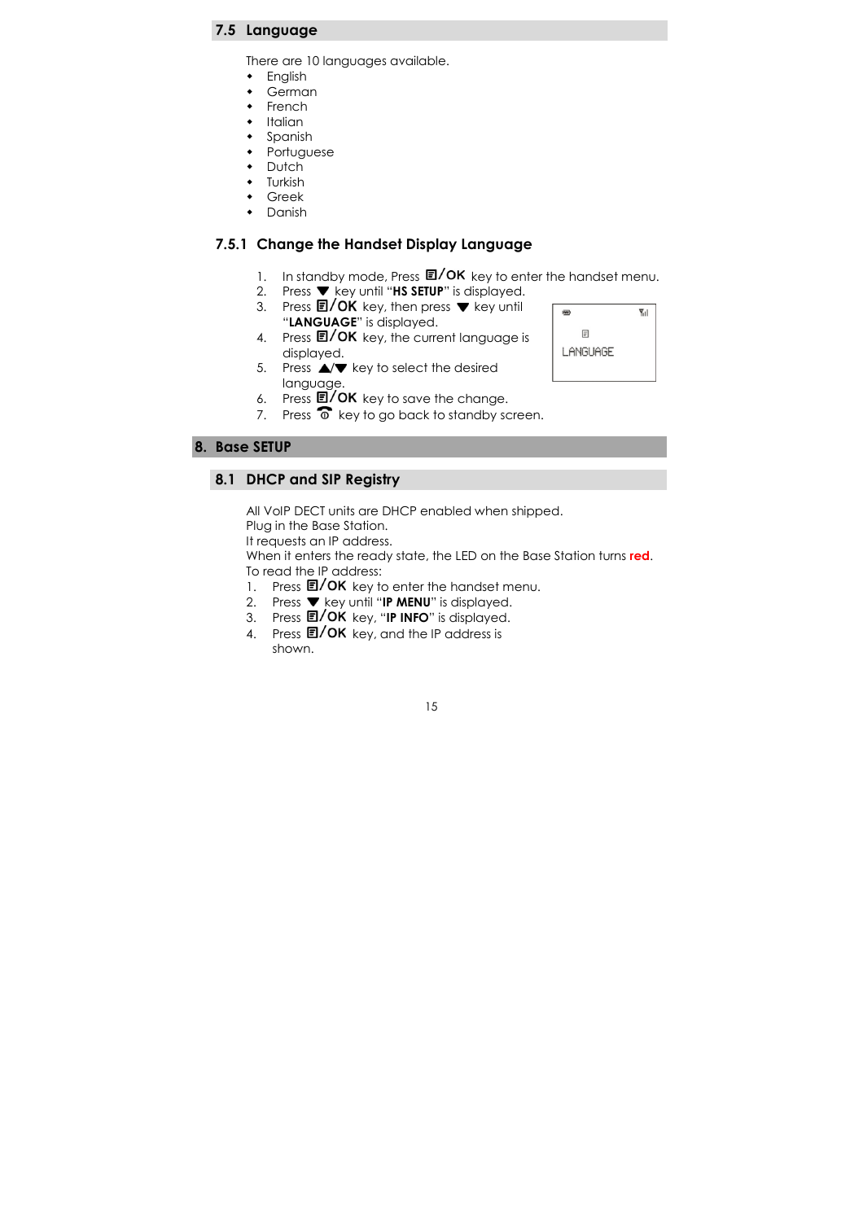## 7.5 Language

There are 10 languages available.

- English
- German
- French
- Italian
- Spanish
- Portuguese
- Dutch
- Turkish
- Greek
- Danish

### 7.5.1 Change the Handset Display Language

1. In standby mode, Press ▤/OK key to enter the handset menu.
2. Press ▼ key until "**HS SETUP**" is displayed.
3. Press ▤/OK key, then press ▼ key until "**LANGUAGE**" is displayed.
4. Press ▤/OK key, the current language is displayed.
5. Press ▲/▼ key to select the desired language.
6. Press ▤/OK key to save the change.
7. Press ☎ key to go back to standby screen.

LANGUAGE

# 8. Base SETUP

## 8.1 DHCP and SIP Registry

All VoIP DECT units are DHCP enabled when shipped.
Plug in the Base Station.
It requests an IP address.
When it enters the ready state, the LED on the Base Station turns **red**.
To read the IP address:

1. Press ▤/OK key to enter the handset menu.
2. Press ▼ key until "**IP MENU**" is displayed.
3. Press ▤/OK key, "**IP INFO**" is displayed.
4. Press ▤/OK key, and the IP address is shown.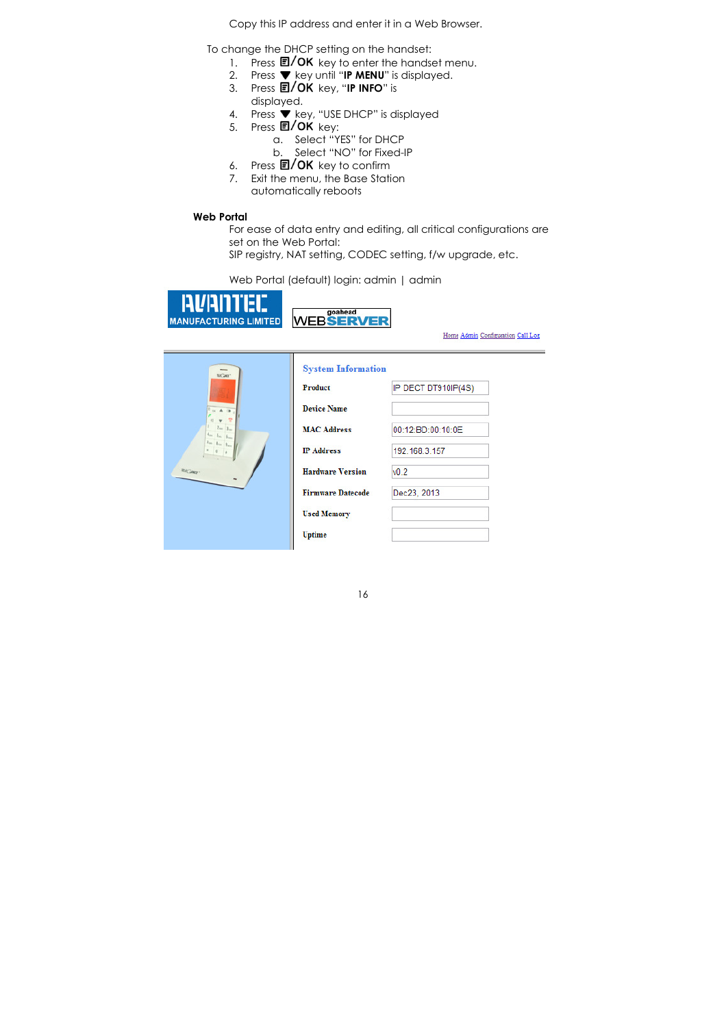Copy this IP address and enter it in a Web Browser.

To change the DHCP setting on the handset:

1. Press ▤/OK key to enter the handset menu.
2. Press ▼ key until "**IP MENU**" is displayed.
3. Press ▤/OK key, "**IP INFO**" is displayed.
4. Press ▼ key, "USE DHCP" is displayed
5. Press ▤/OK key:
   a. Select "YES" for DHCP
   b. Select "NO" for Fixed-IP
6. Press ▤/OK key to confirm
7. Exit the menu, the Base Station automatically reboots

**Web Portal**

For ease of data entry and editing, all critical configurations are set on the Web Portal:
SIP registry, NAT setting, CODEC setting, f/w upgrade, etc.

Web Portal (default) login: admin | admin

AVANTEC MANUFACTURING LIMITED

goahead WEBSERVER

Home Admin Configuration Call Log

**System Information**

| | |
|---|---|
| Product | IP DECT DT910IP(4S) |
| Device Name | |
| MAC Address | 00:12:BD:00:10:0E |
| IP Address | 192.168.3.157 |
| Hardware Version | v0.2 |
| Firmware Datecode | Dec23, 2013 |
| Used Memory | |
| Uptime | |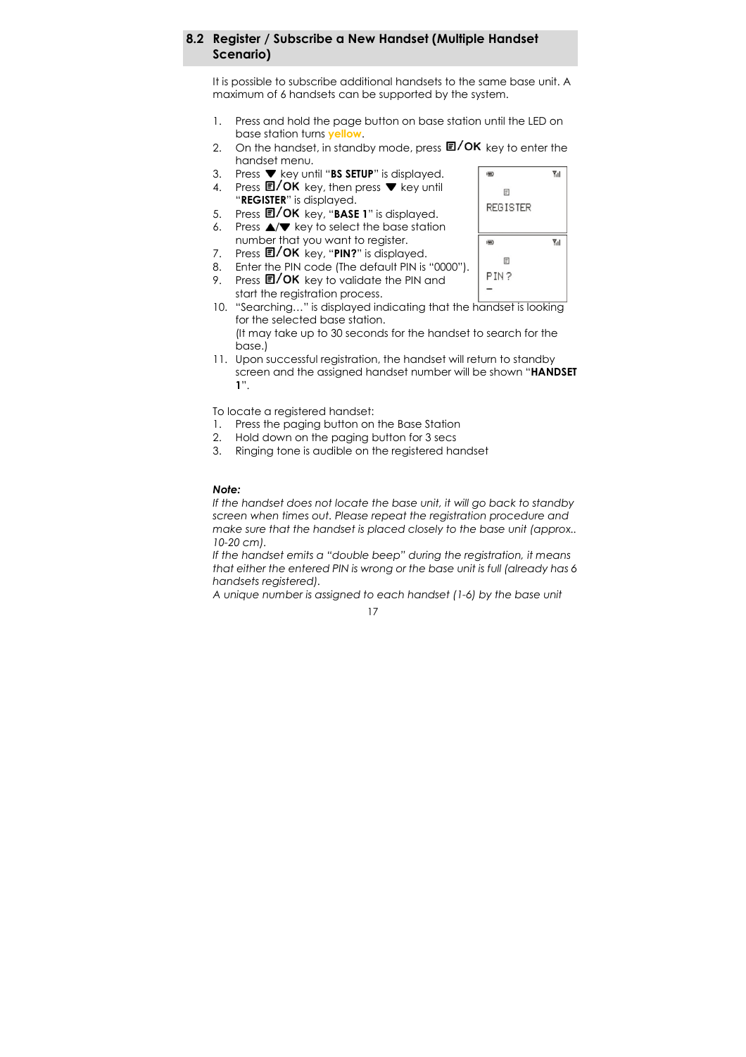## 8.2 Register / Subscribe a New Handset (Multiple Handset Scenario)

It is possible to subscribe additional handsets to the same base unit. A maximum of 6 handsets can be supported by the system.

1. Press and hold the page button on base station until the LED on base station turns yellow.
2. On the handset, in standby mode, press ▤/OK key to enter the handset menu.
3. Press ▼ key until "**BS SETUP**" is displayed.
4. Press ▤/OK key, then press ▼ key until "**REGISTER**" is displayed.
5. Press ▤/OK key, "**BASE 1**" is displayed.
6. Press ▲/▼ key to select the base station number that you want to register.
7. Press ▤/OK key, "**PIN?**" is displayed.
8. Enter the PIN code (The default PIN is "0000").
9. Press ▤/OK key to validate the PIN and start the registration process.
10. "Searching…" is displayed indicating that the handset is looking for the selected base station.
    (It may take up to 30 seconds for the handset to search for the base.)
11. Upon successful registration, the handset will return to standby screen and the assigned handset number will be shown "**HANDSET 1**".

REGISTER

PIN ?
\_

To locate a registered handset:

1. Press the paging button on the Base Station
2. Hold down on the paging button for 3 secs
3. Ringing tone is audible on the registered handset

***Note:***

*If the handset does not locate the base unit, it will go back to standby screen when times out. Please repeat the registration procedure and make sure that the handset is placed closely to the base unit (approx.. 10-20 cm).*

*If the handset emits a "double beep" during the registration, it means that either the entered PIN is wrong or the base unit is full (already has 6 handsets registered).*

*A unique number is assigned to each handset (1-6) by the base unit*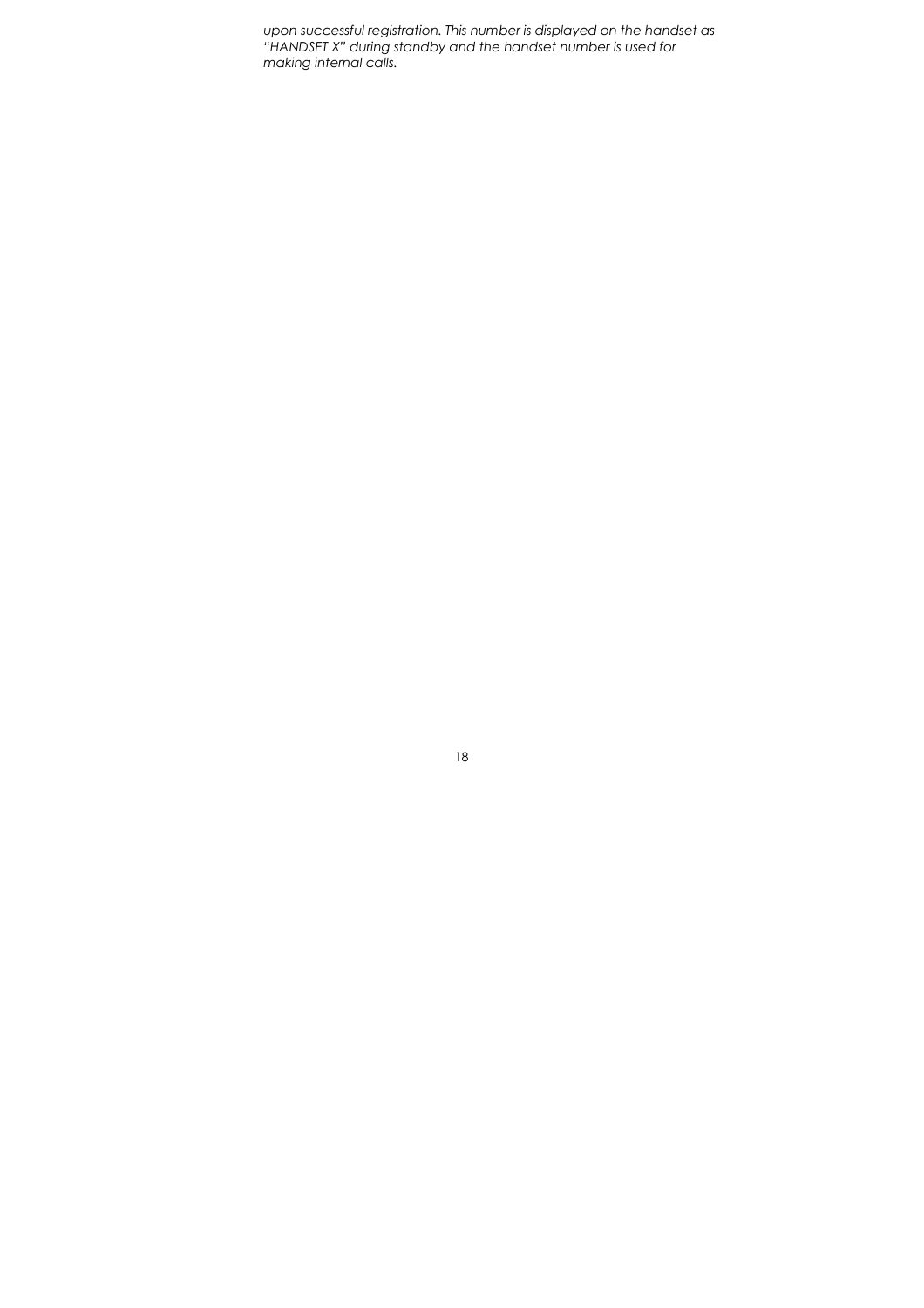*upon successful registration. This number is displayed on the handset as "HANDSET X" during standby and the handset number is used for making internal calls.*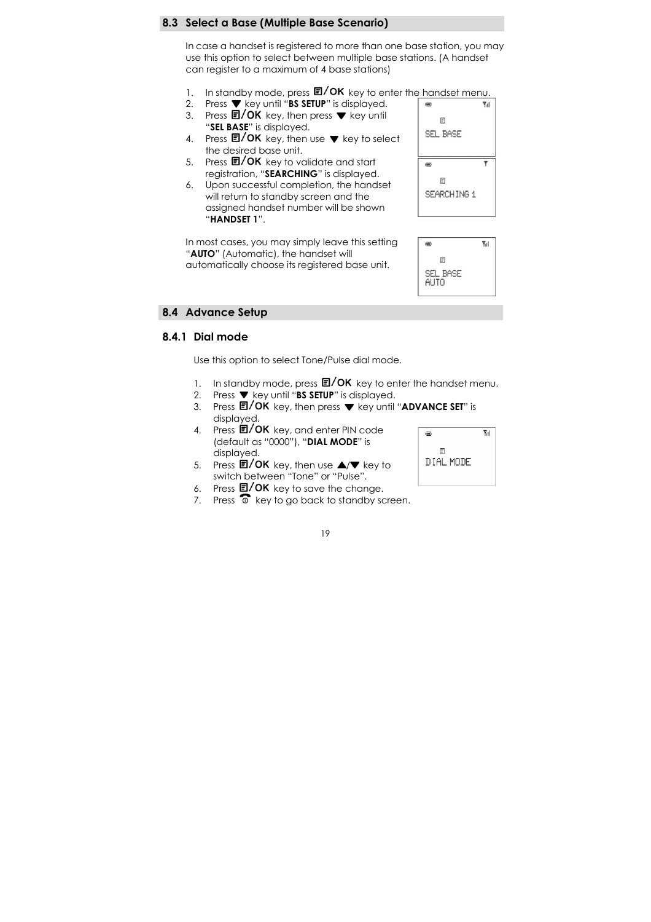## 8.3 Select a Base (Multiple Base Scenario)

In case a handset is registered to more than one base station, you may use this option to select between multiple base stations. (A handset can register to a maximum of 4 base stations)

1. In standby mode, press ▤/OK key to enter the handset menu.
2. Press ▼ key until "**BS SETUP**" is displayed.
3. Press ▤/OK key, then press ▼ key until "**SEL BASE**" is displayed.
4. Press ▤/OK key, then use ▼ key to select the desired base unit.
5. Press ▤/OK key to validate and start registration, "**SEARCHING**" is displayed.
6. Upon successful completion, the handset will return to standby screen and the assigned handset number will be shown "**HANDSET 1**".

SEL BASE

SEARCHING 1

In most cases, you may simply leave this setting "**AUTO**" (Automatic), the handset will automatically choose its registered base unit.

SEL BASE
AUTO

## 8.4 Advance Setup

### 8.4.1 Dial mode

Use this option to select Tone/Pulse dial mode.

1. In standby mode, press ▤/OK key to enter the handset menu.
2. Press ▼ key until "**BS SETUP**" is displayed.
3. Press ▤/OK key, then press ▼ key until "**ADVANCE SET**" is displayed.
4. Press ▤/OK key, and enter PIN code (default as "0000"), "**DIAL MODE**" is displayed.
5. Press ▤/OK key, then use ▲/▼ key to switch between "Tone" or "Pulse".
6. Press ▤/OK key to save the change.
7. Press ☎ key to go back to standby screen.

DIAL MODE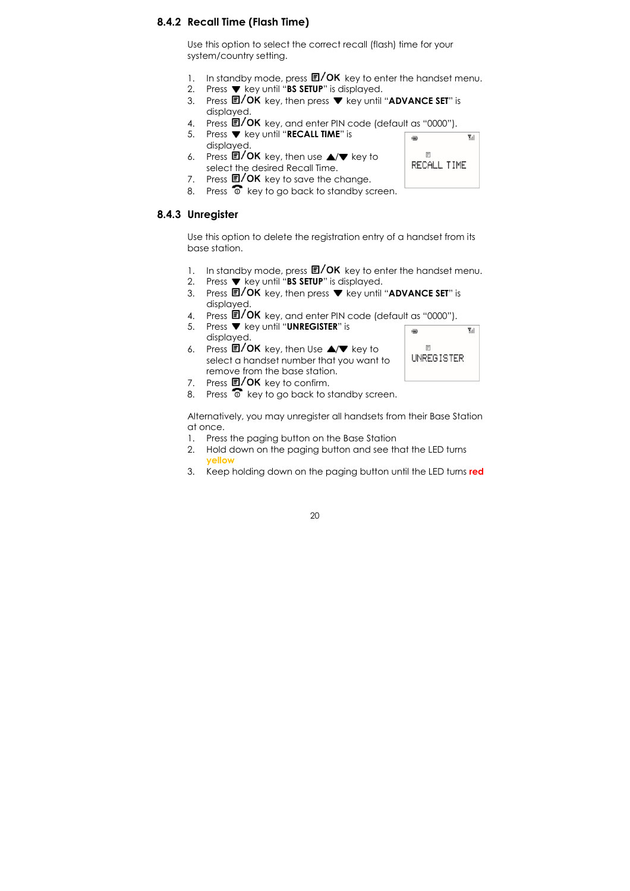### 8.4.2 Recall Time (Flash Time)

Use this option to select the correct recall (flash) time for your system/country setting.

1. In standby mode, press ▤/OK key to enter the handset menu.
2. Press ▼ key until "**BS SETUP**" is displayed.
3. Press ▤/OK key, then press ▼ key until "**ADVANCE SET**" is displayed.
4. Press ▤/OK key, and enter PIN code (default as "0000").
5. Press ▼ key until "**RECALL TIME**" is displayed.
6. Press ▤/OK key, then use ▲/▼ key to select the desired Recall Time.
7. Press ▤/OK key to save the change.
8. Press ☎ key to go back to standby screen.

RECALL TIME

### 8.4.3 Unregister

Use this option to delete the registration entry of a handset from its base station.

1. In standby mode, press ▤/OK key to enter the handset menu.
2. Press ▼ key until "**BS SETUP**" is displayed.
3. Press ▤/OK key, then press ▼ key until "**ADVANCE SET**" is displayed.
4. Press ▤/OK key, and enter PIN code (default as "0000").
5. Press ▼ key until "**UNREGISTER**" is displayed.
6. Press ▤/OK key, then Use ▲/▼ key to select a handset number that you want to remove from the base station.
7. Press ▤/OK key to confirm.
8. Press ☎ key to go back to standby screen.

UNREGISTER

Alternatively, you may unregister all handsets from their Base Station at once.

1. Press the paging button on the Base Station
2. Hold down on the paging button and see that the LED turns **yellow**
3. Keep holding down on the paging button until the LED turns **red**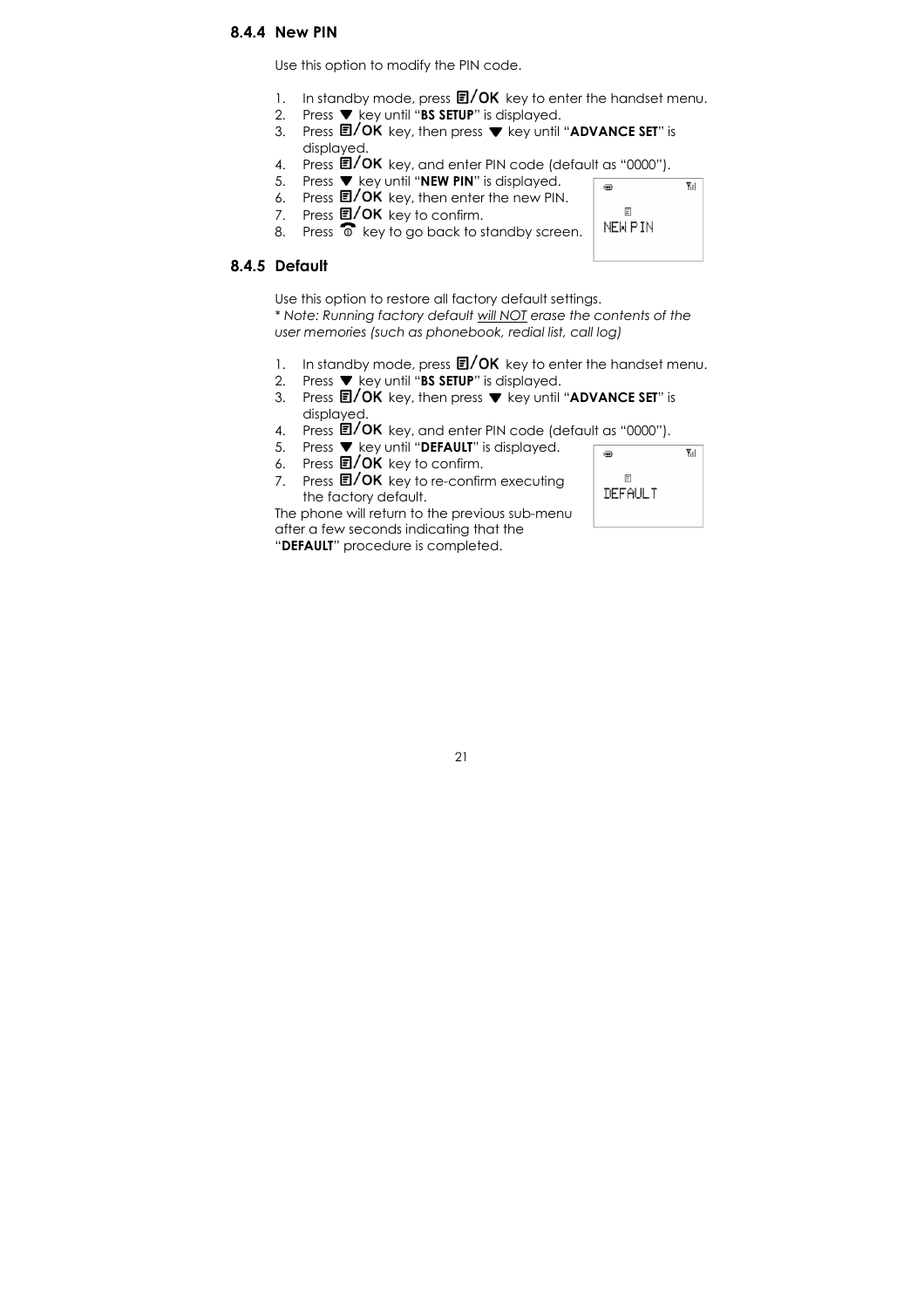### 8.4.4 New PIN

Use this option to modify the PIN code.

1. In standby mode, press **/OK** key to enter the handset menu.
2. Press ▼ key until "**BS SETUP**" is displayed.
3. Press **/OK** key, then press ▼ key until "**ADVANCE SET**" is displayed.
4. Press **/OK** key, and enter PIN code (default as "0000").
5. Press ▼ key until "**NEW PIN**" is displayed.
6. Press **/OK** key, then enter the new PIN.
7. Press **/OK** key to confirm.
8. Press key to go back to standby screen.

NEW PIN

### 8.4.5 Default

Use this option to restore all factory default settings.
*\* Note: Running factory default will NOT erase the contents of the user memories (such as phonebook, redial list, call log)*

1. In standby mode, press **/OK** key to enter the handset menu.
2. Press ▼ key until "**BS SETUP**" is displayed.
3. Press **/OK** key, then press ▼ key until "**ADVANCE SET**" is displayed.
4. Press **/OK** key, and enter PIN code (default as "0000").
5. Press ▼ key until "**DEFAULT**" is displayed.
6. Press **/OK** key to confirm.
7. Press **/OK** key to re-confirm executing the factory default.

The phone will return to the previous sub-menu after a few seconds indicating that the "**DEFAULT**" procedure is completed.

DEFAULT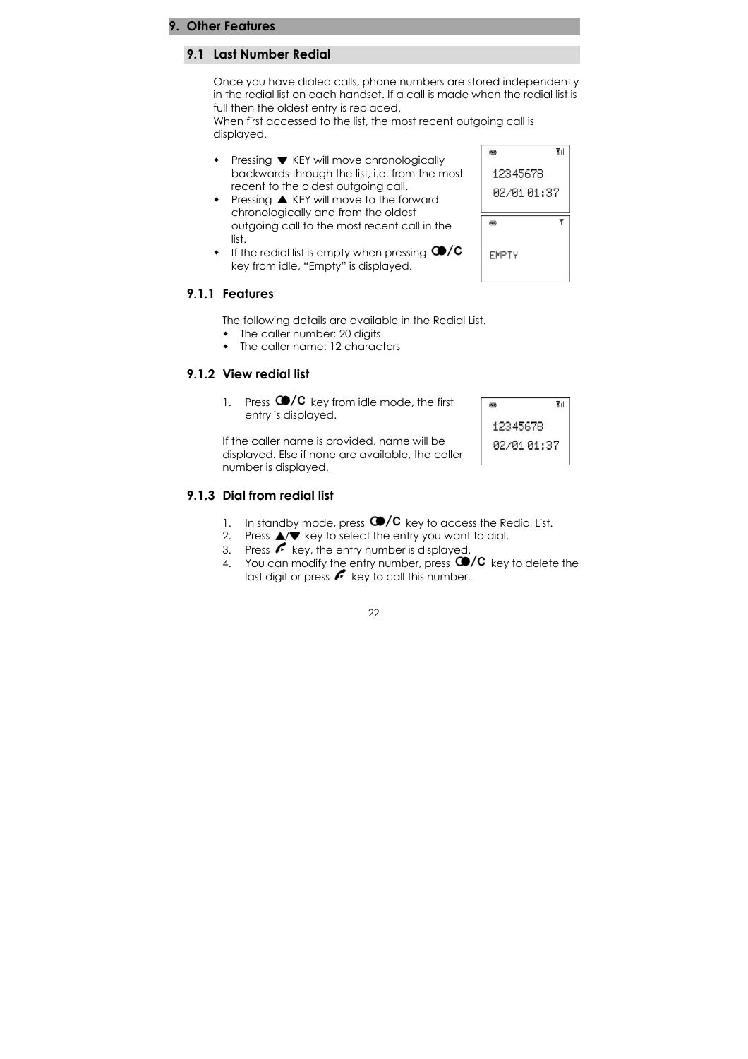# 9. Other Features

## 9.1 Last Number Redial

Once you have dialed calls, phone numbers are stored independently in the redial list on each handset. If a call is made when the redial list is full then the oldest entry is replaced.
When first accessed to the list, the most recent outgoing call is displayed.

- Pressing ▼ KEY will move chronologically backwards through the list, i.e. from the most recent to the oldest outgoing call.
- Pressing ▲ KEY will move to the forward chronologically and from the oldest outgoing call to the most recent call in the list.
- If the redial list is empty when pressing ◑/C key from idle, "Empty" is displayed.

12345678
02/01 01:37

EMPTY

### 9.1.1 Features

The following details are available in the Redial List.

- The caller number: 20 digits
- The caller name: 12 characters

### 9.1.2 View redial list

1. Press ◑/C key from idle mode, the first entry is displayed.

12345678
02/01 01:37

If the caller name is provided, name will be displayed. Else if none are available, the caller number is displayed.

### 9.1.3 Dial from redial list

1. In standby mode, press ◑/C key to access the Redial List.
2. Press ▲/▼ key to select the entry you want to dial.
3. Press ✆ key, the entry number is displayed.
4. You can modify the entry number, press ◑/C key to delete the last digit or press ✆ key to call this number.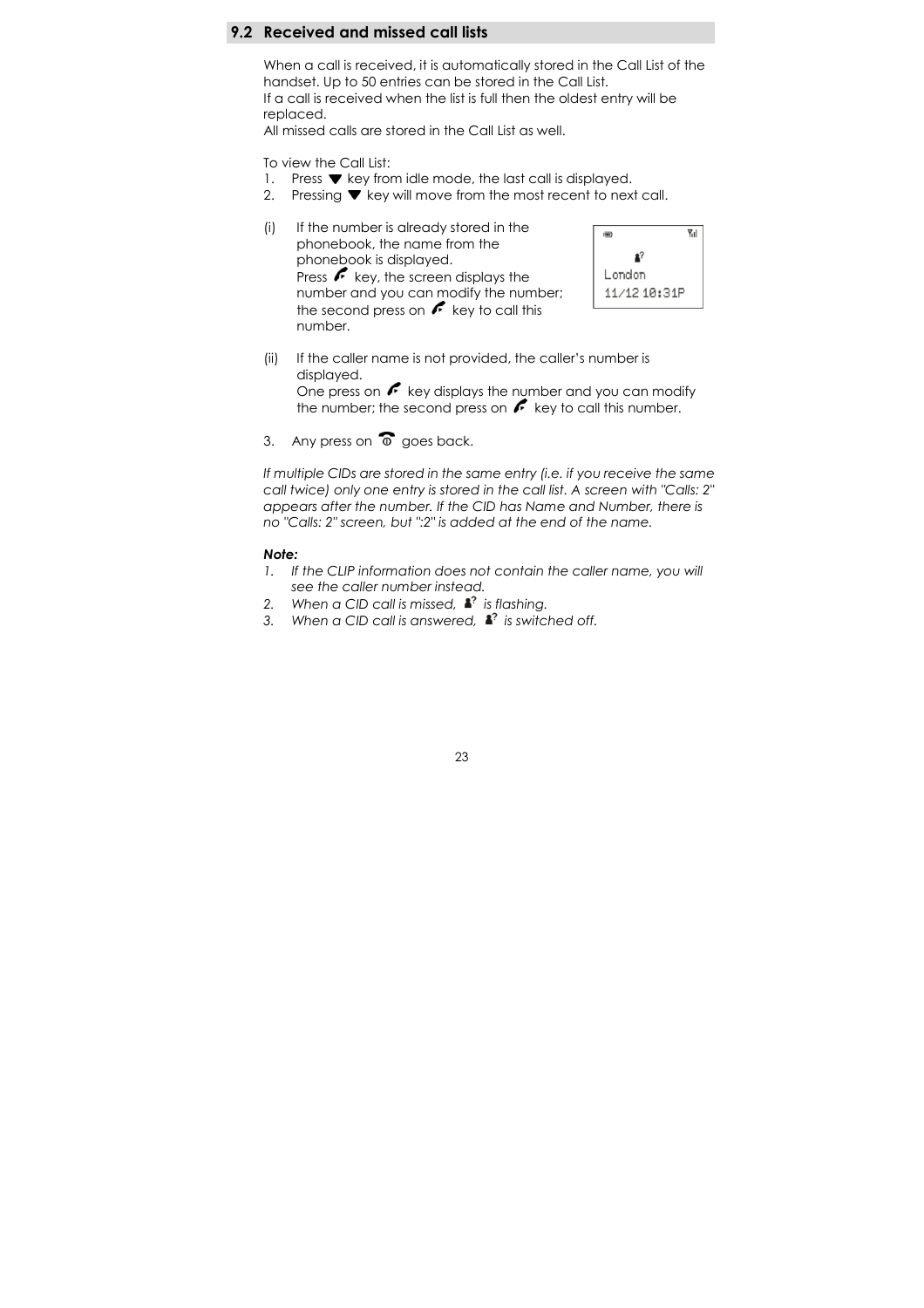## 9.2 Received and missed call lists

When a call is received, it is automatically stored in the Call List of the handset. Up to 50 entries can be stored in the Call List.
If a call is received when the list is full then the oldest entry will be replaced.
All missed calls are stored in the Call List as well.

To view the Call List:

1. Press ▼ key from idle mode, the last call is displayed.
2. Pressing ▼ key will move from the most recent to next call.

(i) If the number is already stored in the phonebook, the name from the phonebook is displayed.
Press key, the screen displays the number and you can modify the number; the second press on key to call this number.

London
11/12 10:31P

(ii) If the caller name is not provided, the caller's number is displayed.
One press on key displays the number and you can modify the number; the second press on key to call this number.

3. Any press on goes back.

*If multiple CIDs are stored in the same entry (i.e. if you receive the same call twice) only one entry is stored in the call list. A screen with "Calls: 2" appears after the number. If the CID has Name and Number, there is no "Calls: 2" screen, but ":2" is added at the end of the name.*

***Note:***

1. *If the CLIP information does not contain the caller name, you will see the caller number instead.*
2. *When a CID call is missed, is flashing.*
3. *When a CID call is answered, is switched off.*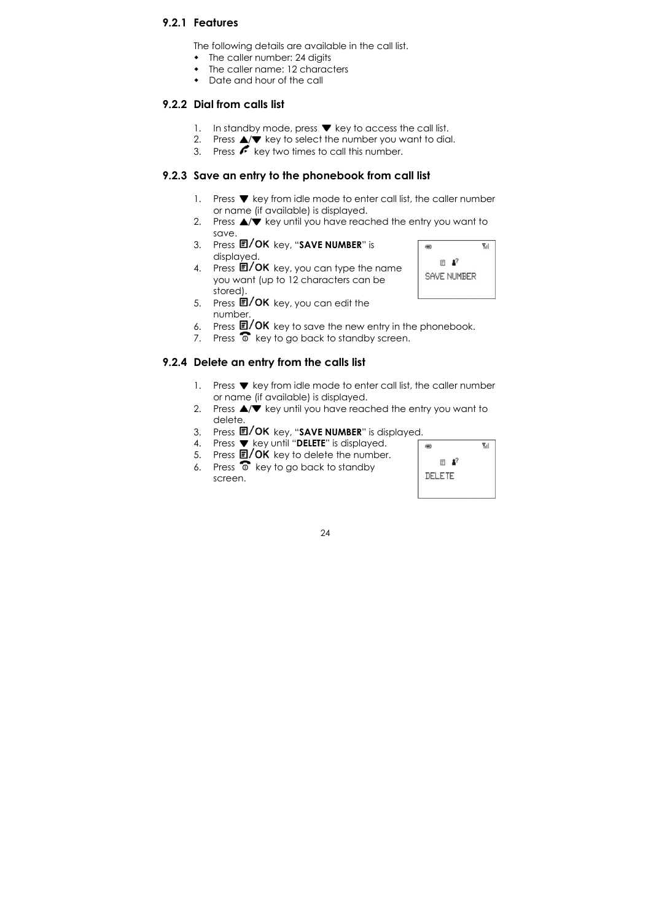### 9.2.1 Features

The following details are available in the call list.

- The caller number: 24 digits
- The caller name: 12 characters
- Date and hour of the call

### 9.2.2 Dial from calls list

1. In standby mode, press ▼ key to access the call list.
2. Press ▲/▼ key to select the number you want to dial.
3. Press key two times to call this number.

### 9.2.3 Save an entry to the phonebook from call list

1. Press ▼ key from idle mode to enter call list, the caller number or name (if available) is displayed.
2. Press ▲/▼ key until you have reached the entry you want to save.
3. Press /OK key, "**SAVE NUMBER**" is displayed.
4. Press /OK key, you can type the name you want (up to 12 characters can be stored).
5. Press /OK key, you can edit the number.
6. Press /OK key to save the new entry in the phonebook.
7. Press key to go back to standby screen.

SAVE NUMBER

### 9.2.4 Delete an entry from the calls list

1. Press ▼ key from idle mode to enter call list, the caller number or name (if available) is displayed.
2. Press ▲/▼ key until you have reached the entry you want to delete.
3. Press /OK key, "**SAVE NUMBER**" is displayed.
4. Press ▼ key until "**DELETE**" is displayed.
5. Press /OK key to delete the number.
6. Press key to go back to standby screen.

DELETE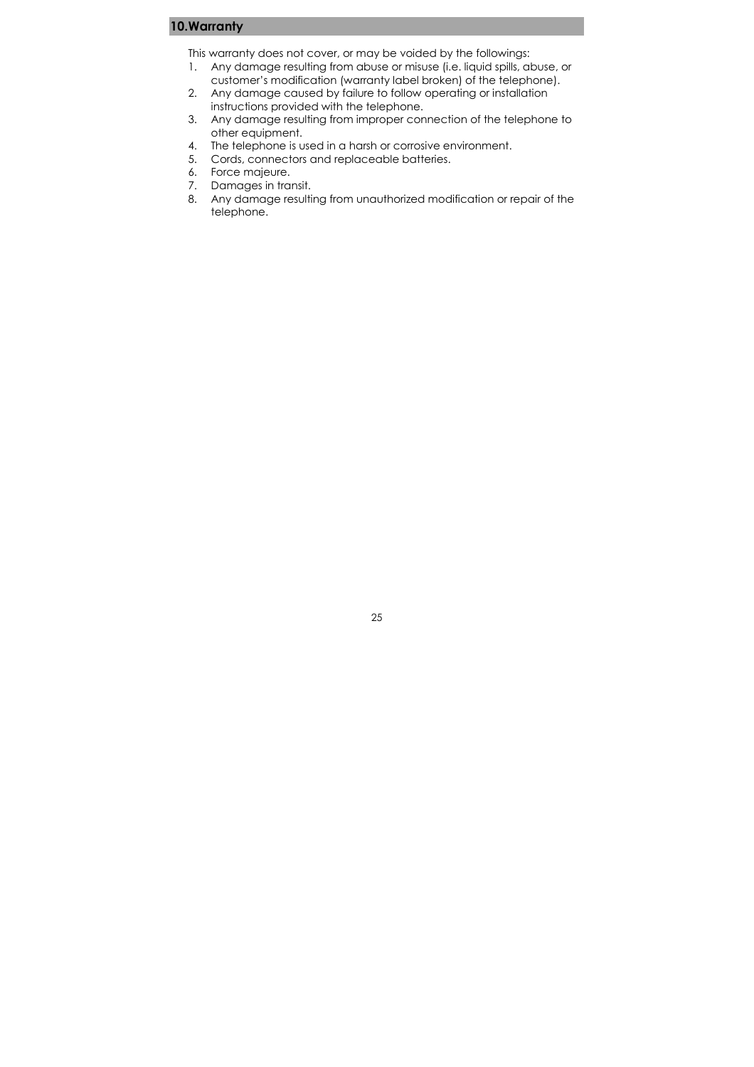## 10.Warranty

This warranty does not cover, or may be voided by the followings:

1. Any damage resulting from abuse or misuse (i.e. liquid spills, abuse, or customer's modification (warranty label broken) of the telephone).
2. Any damage caused by failure to follow operating or installation instructions provided with the telephone.
3. Any damage resulting from improper connection of the telephone to other equipment.
4. The telephone is used in a harsh or corrosive environment.
5. Cords, connectors and replaceable batteries.
6. Force majeure.
7. Damages in transit.
8. Any damage resulting from unauthorized modification or repair of the telephone.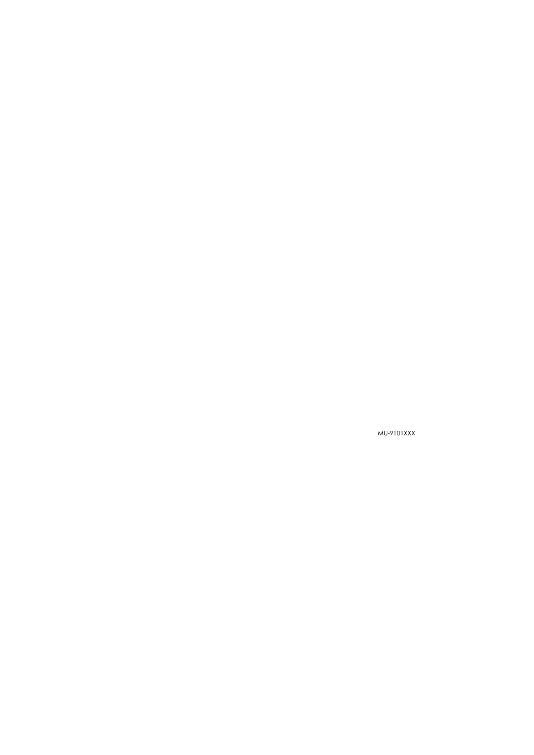MU-9101XXX